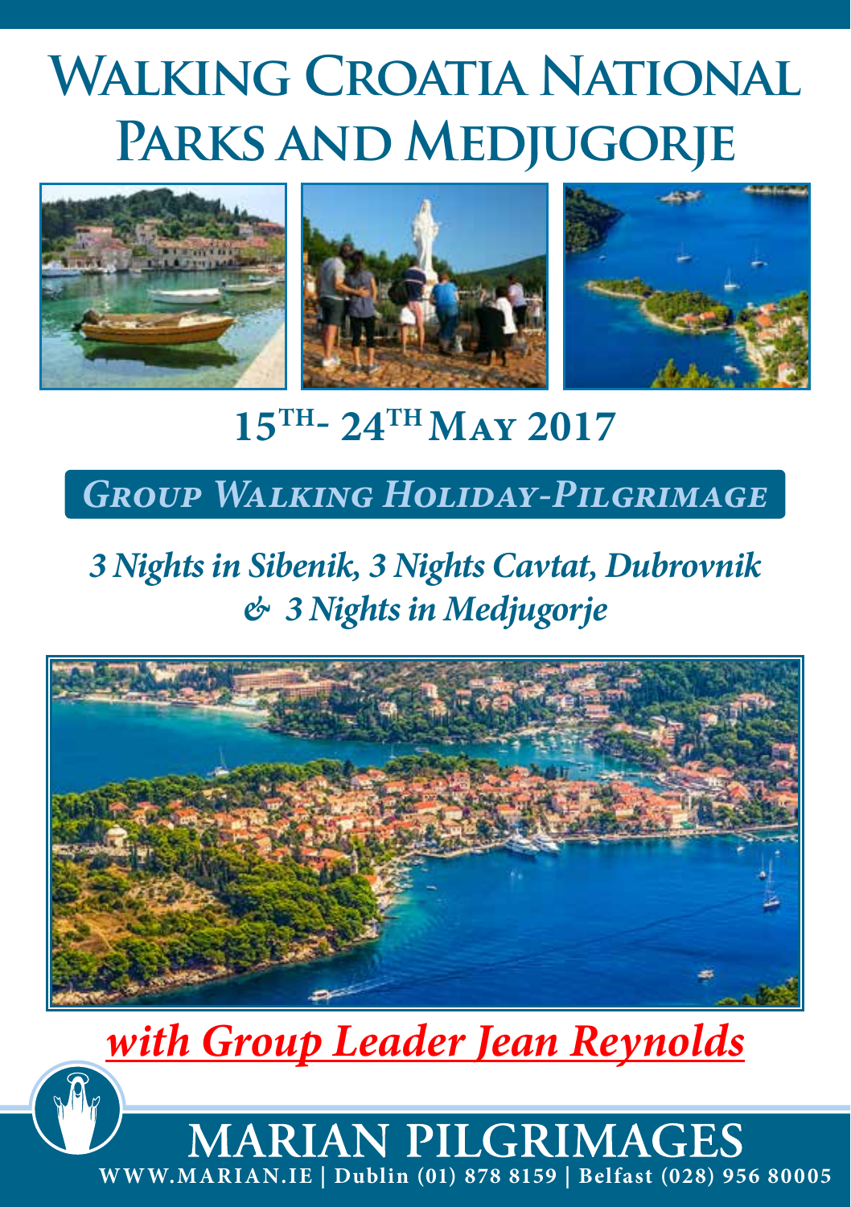# Walking Croatia National Parks and Medjugorje

## 15th- 24th May 2017

***Group Walking Holiday-Pilgrimage***

*3 Nights in Sibenik, 3 Nights Cavtat, Dubrovnik & 3 Nights in Medjugorje*

***with Group Leader Jean Reynolds***

**MARIAN PILGRIMAGES**

**WWW.MARIAN.IE | Dublin (01) 878 8159 | Belfast (028) 956 80005**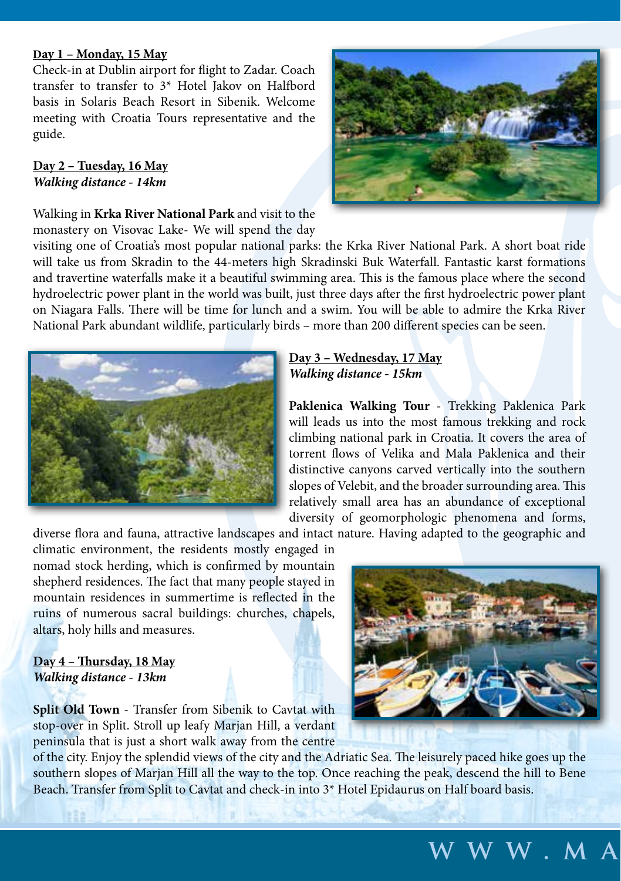**Day 1 – Monday, 15 May**

Check-in at Dublin airport for flight to Zadar. Coach transfer to transfer to 3* Hotel Jakov on Halfbord basis in Solaris Beach Resort in Sibenik. Welcome meeting with Croatia Tours representative and the guide.

**Day 2 – Tuesday, 16 May**
***Walking distance - 14km***

Walking in **Krka River National Park** and visit to the monastery on Visovac Lake- We will spend the day visiting one of Croatia's most popular national parks: the Krka River National Park. A short boat ride will take us from Skradin to the 44-meters high Skradinski Buk Waterfall. Fantastic karst formations and travertine waterfalls make it a beautiful swimming area. This is the famous place where the second hydroelectric power plant in the world was built, just three days after the first hydroelectric power plant on Niagara Falls. There will be time for lunch and a swim. You will be able to admire the Krka River National Park abundant wildlife, particularly birds – more than 200 different species can be seen.

**Day 3 – Wednesday, 17 May**
***Walking distance - 15km***

**Paklenica Walking Tour** - Trekking Paklenica Park will leads us into the most famous trekking and rock climbing national park in Croatia. It covers the area of torrent flows of Velika and Mala Paklenica and their distinctive canyons carved vertically into the southern slopes of Velebit, and the broader surrounding area. This relatively small area has an abundance of exceptional diversity of geomorphologic phenomena and forms, diverse flora and fauna, attractive landscapes and intact nature. Having adapted to the geographic and climatic environment, the residents mostly engaged in nomad stock herding, which is confirmed by mountain shepherd residences. The fact that many people stayed in mountain residences in summertime is reflected in the ruins of numerous sacral buildings: churches, chapels, altars, holy hills and measures.

**Day 4 – Thursday, 18 May**
***Walking distance - 13km***

**Split Old Town** - Transfer from Sibenik to Cavtat with stop-over in Split. Stroll up leafy Marjan Hill, a verdant peninsula that is just a short walk away from the centre of the city. Enjoy the splendid views of the city and the Adriatic Sea. The leisurely paced hike goes up the southern slopes of Marjan Hill all the way to the top. Once reaching the peak, descend the hill to Bene Beach. Transfer from Split to Cavtat and check-in into 3* Hotel Epidaurus on Half board basis.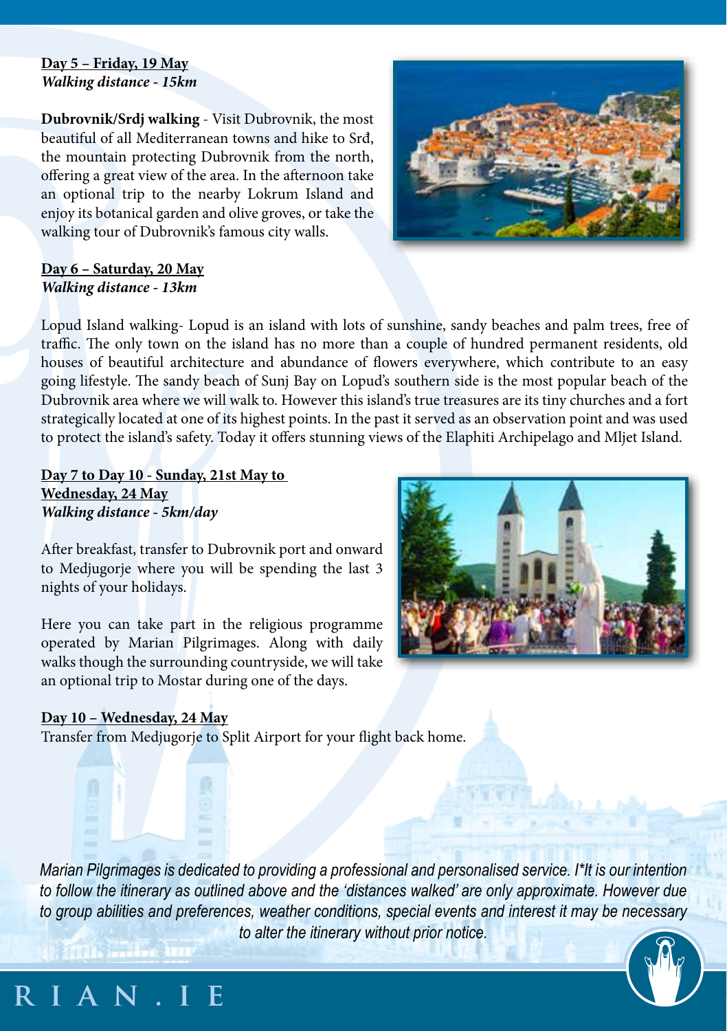**Day 5 – Friday, 19 May**
***Walking distance - 15km***

**Dubrovnik/Srdj walking** - Visit Dubrovnik, the most beautiful of all Mediterranean towns and hike to Srđ, the mountain protecting Dubrovnik from the north, offering a great view of the area. In the afternoon take an optional trip to the nearby Lokrum Island and enjoy its botanical garden and olive groves, or take the walking tour of Dubrovnik's famous city walls.

**Day 6 – Saturday, 20 May**
***Walking distance - 13km***

Lopud Island walking- Lopud is an island with lots of sunshine, sandy beaches and palm trees, free of traffic. The only town on the island has no more than a couple of hundred permanent residents, old houses of beautiful architecture and abundance of flowers everywhere, which contribute to an easy going lifestyle. The sandy beach of Sunj Bay on Lopud's southern side is the most popular beach of the Dubrovnik area where we will walk to. However this island's true treasures are its tiny churches and a fort strategically located at one of its highest points. In the past it served as an observation point and was used to protect the island's safety. Today it offers stunning views of the Elaphiti Archipelago and Mljet Island.

**Day 7 to Day 10 - Sunday, 21st May to Wednesday, 24 May**
***Walking distance - 5km/day***

After breakfast, transfer to Dubrovnik port and onward to Medjugorje where you will be spending the last 3 nights of your holidays.

Here you can take part in the religious programme operated by Marian Pilgrimages. Along with daily walks though the surrounding countryside, we will take an optional trip to Mostar during one of the days.

**Day 10 – Wednesday, 24 May**
Transfer from Medjugorje to Split Airport for your flight back home.

*Marian Pilgrimages is dedicated to providing a professional and personalised service. I*It is our intention to follow the itinerary as outlined above and the 'distances walked' are only approximate. However due to group abilities and preferences, weather conditions, special events and interest it may be necessary to alter the itinerary without prior notice.*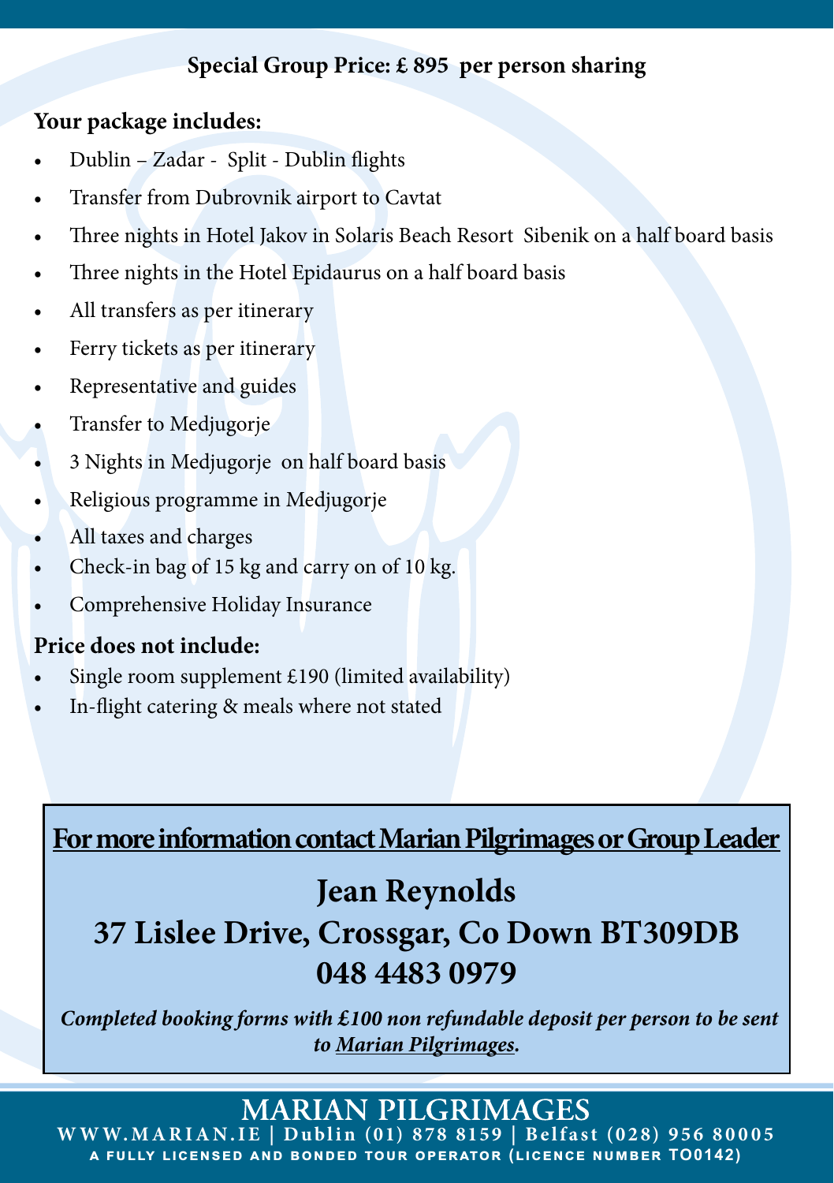**Special Group Price: £ 895 per person sharing**

**Your package includes:**

- Dublin – Zadar - Split - Dublin flights
- Transfer from Dubrovnik airport to Cavtat
- Three nights in Hotel Jakov in Solaris Beach Resort Sibenik on a half board basis
- Three nights in the Hotel Epidaurus on a half board basis
- All transfers as per itinerary
- Ferry tickets as per itinerary
- Representative and guides
- Transfer to Medjugorje
- 3 Nights in Medjugorje on half board basis
- Religious programme in Medjugorje
- All taxes and charges
- Check-in bag of 15 kg and carry on of 10 kg.
- Comprehensive Holiday Insurance

**Price does not include:**

- Single room supplement £190 (limited availability)
- In-flight catering & meals where not stated

**For more information contact Marian Pilgrimages or Group Leader**

## Jean Reynolds
## 37 Lislee Drive, Crossgar, Co Down BT309DB
## 048 4483 0979

***Completed booking forms with £100 non refundable deposit per person to be sent to Marian Pilgrimages.***

## MARIAN PILGRIMAGES

WWW.MARIAN.IE | Dublin (01) 878 8159 | Belfast (028) 956 80005

A FULLY LICENSED AND BONDED TOUR OPERATOR (LICENCE NUMBER TO0142)